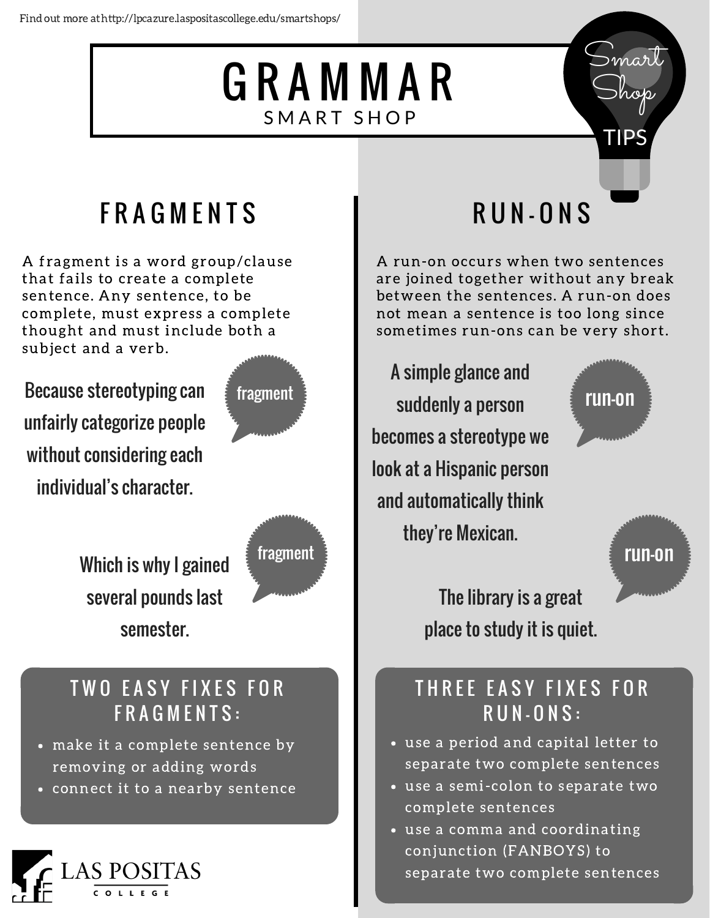Find out more at http://lpcazure.laspositascollege.edu/smartshops/

# GRAMMAR

SMART SHOP

Smart Shop TIPS

## FRAGMENTS

A fragment is a word group/clause that fails to create a complete sentence. Any sentence, to be complete, must express a complete thought and must include both a subject and a verb.

Because stereotyping can unfairly categorize people without considering each individual's character.

*fragment*

Which is why I gained several pounds last semester.

*fragment*

### TWO EASY FIXES FOR FRAGMENTS:

- make it a complete sentence by removing or adding words
- connect it to a nearby sentence

## RUN-ONS

A run-on occurs when two sentences are joined together without any break between the sentences. A run-on does not mean a sentence is too long since sometimes run-ons can be very short.

A simple glance and suddenly a person becomes a stereotype we look at a Hispanic person and automatically think they're Mexican.

*run-on*

The library is a great place to study it is quiet.

*run-on*

### THREE EASY FIXES FOR RUN-ONS:

- use a period and capital letter to separate two complete sentences
- use a semi-colon to separate two complete sentences
- use a comma and coordinating conjunction (FANBOYS) to separate two complete sentences

LAS POSITAS COLLEGE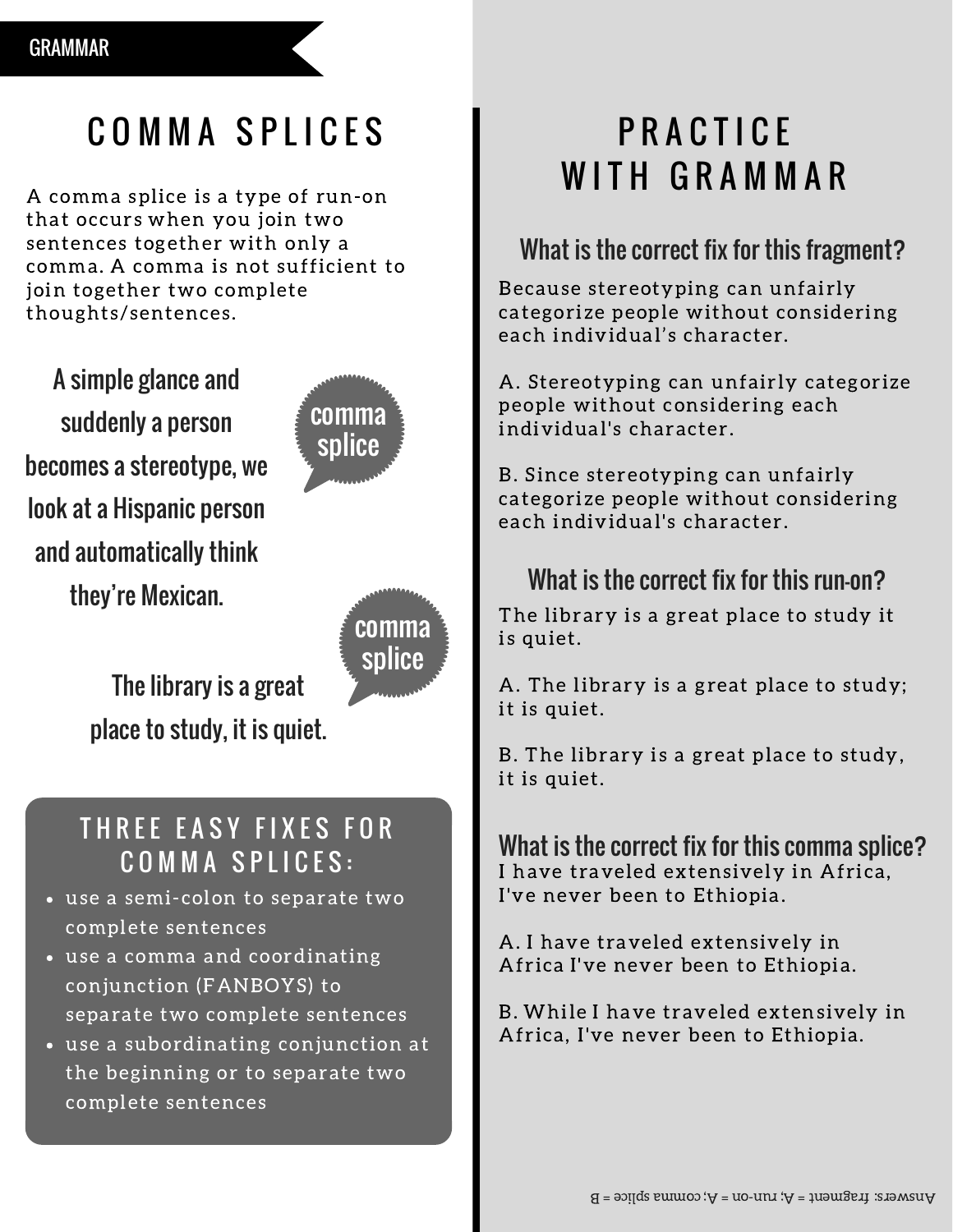GRAMMAR

# COMMA SPLICES

A comma splice is a type of run-on that occurs when you join two sentences together with only a comma. A comma is not sufficient to join together two complete thoughts/sentences.

A simple glance and suddenly a person becomes a stereotype, we look at a Hispanic person and automatically think they're Mexican.

comma splice

The library is a great place to study, it is quiet.

comma splice

## THREE EASY FIXES FOR COMMA SPLICES:

- use a semi-colon to separate two complete sentences
- use a comma and coordinating conjunction (FANBOYS) to separate two complete sentences
- use a subordinating conjunction at the beginning or to separate two complete sentences

# PRACTICE WITH GRAMMAR

## What is the correct fix for this fragment?

Because stereotyping can unfairly categorize people without considering each individual's character.

A. Stereotyping can unfairly categorize people without considering each individual's character.

B. Since stereotyping can unfairly categorize people without considering each individual's character.

## What is the correct fix for this run-on?

The library is a great place to study it is quiet.

A. The library is a great place to study; it is quiet.

B. The library is a great place to study, it is quiet.

## What is the correct fix for this comma splice?

I have traveled extensively in Africa, I've never been to Ethiopia.

A. I have traveled extensively in Africa I've never been to Ethiopia.

B. While I have traveled extensively in Africa, I've never been to Ethiopia.

Answers: fragment = A; run-on = A; comma splice = B